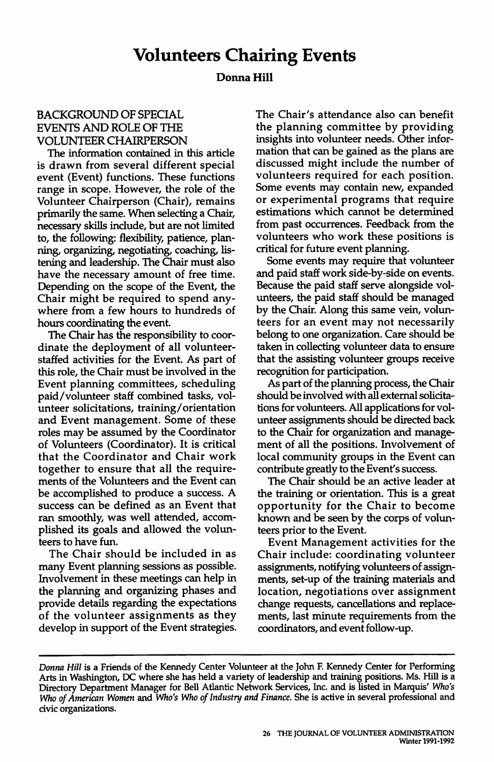# Volunteers Chairing Events

**Donna Hill**

## BACKGROUND OF SPECIAL EVENTS AND ROLE OF THE VOLUNTEER CHAIRPERSON

The information contained in this article is drawn from several different special event (Event) functions. These functions range in scope. However, the role of the Volunteer Chairperson (Chair), remains primarily the same. When selecting a Chair, necessary skills include, but are not limited to, the following: flexibility, patience, planning, organizing, negotiating, coaching, listening and leadership. The Chair must also have the necessary amount of free time. Depending on the scope of the Event, the Chair might be required to spend anywhere from a few hours to hundreds of hours coordinating the event.

The Chair has the responsibility to coordinate the deployment of all volunteer-staffed activities for the Event. As part of this role, the Chair must be involved in the Event planning committees, scheduling paid/volunteer staff combined tasks, volunteer solicitations, training/orientation and Event management. Some of these roles may be assumed by the Coordinator of Volunteers (Coordinator). It is critical that the Coordinator and Chair work together to ensure that all the requirements of the Volunteers and the Event can be accomplished to produce a success. A success can be defined as an Event that ran smoothly, was well attended, accomplished its goals and allowed the volunteers to have fun.

The Chair should be included in as many Event planning sessions as possible. Involvement in these meetings can help in the planning and organizing phases and provide details regarding the expectations of the volunteer assignments as they develop in support of the Event strategies. The Chair's attendance also can benefit the planning committee by providing insights into volunteer needs. Other information that can be gained as the plans are discussed might include the number of volunteers required for each position. Some events may contain new, expanded or experimental programs that require estimations which cannot be determined from past occurrences. Feedback from the volunteers who work these positions is critical for future event planning.

Some events may require that volunteer and paid staff work side-by-side on events. Because the paid staff serve alongside volunteers, the paid staff should be managed by the Chair. Along this same vein, volunteers for an event may not necessarily belong to one organization. Care should be taken in collecting volunteer data to ensure that the assisting volunteer groups receive recognition for participation.

As part of the planning process, the Chair should be involved with all external solicitations for volunteers. All applications for volunteer assignments should be directed back to the Chair for organization and management of all the positions. Involvement of local community groups in the Event can contribute greatly to the Event's success.

The Chair should be an active leader at the training or orientation. This is a great opportunity for the Chair to become known and be seen by the corps of volunteers prior to the Event.

Event Management activities for the Chair include: coordinating volunteer assignments, notifying volunteers of assignments, set-up of the training materials and location, negotiations over assignment change requests, cancellations and replacements, last minute requirements from the coordinators, and event follow-up.

---

*Donna Hill* is a Friends of the Kennedy Center Volunteer at the John F. Kennedy Center for Performing Arts in Washington, DC where she has held a variety of leadership and training positions. Ms. Hill is a Directory Department Manager for Bell Atlantic Network Services, Inc. and is listed in Marquis' *Who's Who of American Women* and *Who's Who of Industry and Finance*. She is active in several professional and civic organizations.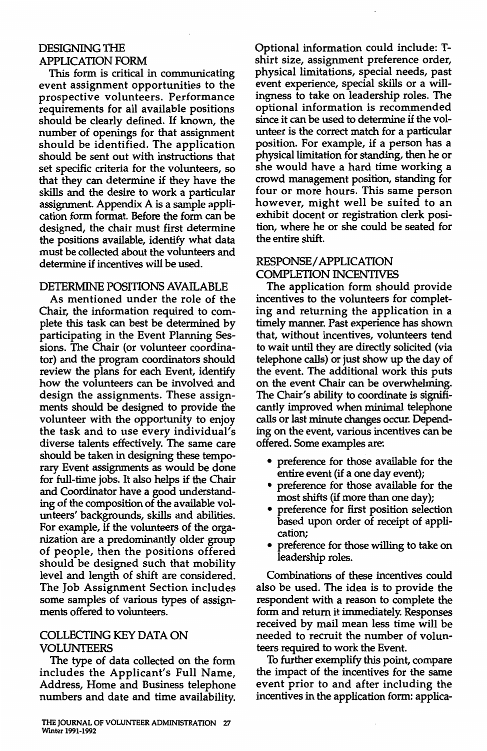## DESIGNING THE APPLICATION FORM

This form is critical in communicating event assignment opportunities to the prospective volunteers. Performance requirements for all available positions should be clearly defined. If known, the number of openings for that assignment should be identified. The application should be sent out with instructions that set specific criteria for the volunteers, so that they can determine if they have the skills and the desire to work a particular assignment. Appendix A is a sample application form format. Before the form can be designed, the chair must first determine the positions available, identify what data must be collected about the volunteers and determine if incentives will be used.

## DETERMINE POSITIONS AVAILABLE

As mentioned under the role of the Chair, the information required to complete this task can best be determined by participating in the Event Planning Sessions. The Chair (or volunteer coordinator) and the program coordinators should review the plans for each Event, identify how the volunteers can be involved and design the assignments. These assignments should be designed to provide the volunteer with the opportunity to enjoy the task and to use every individual's diverse talents effectively. The same care should be taken in designing these temporary Event assignments as would be done for full-time jobs. It also helps if the Chair and Coordinator have a good understanding of the composition of the available volunteers' backgrounds, skills and abilities. For example, if the volunteers of the organization are a predominantly older group of people, then the positions offered should be designed such that mobility level and length of shift are considered. The Job Assignment Section includes some samples of various types of assignments offered to volunteers.

## COLLECTING KEY DATA ON VOLUNTEERS

The type of data collected on the form includes the Applicant's Full Name, Address, Home and Business telephone numbers and date and time availability. Optional information could include: T-shirt size, assignment preference order, physical limitations, special needs, past event experience, special skills or a willingness to take on leadership roles. The optional information is recommended since it can be used to determine if the volunteer is the correct match for a particular position. For example, if a person has a physical limitation for standing, then he or she would have a hard time working a crowd management position, standing for four or more hours. This same person however, might well be suited to an exhibit docent or registration clerk position, where he or she could be seated for the entire shift.

## RESPONSE/APPLICATION COMPLETION INCENTIVES

The application form should provide incentives to the volunteers for completing and returning the application in a timely manner. Past experience has shown that, without incentives, volunteers tend to wait until they are directly solicited (via telephone calls) or just show up the day of the event. The additional work this puts on the event Chair can be overwhelming. The Chair's ability to coordinate is significantly improved when minimal telephone calls or last minute changes occur. Depending on the event, various incentives can be offered. Some examples are:

- preference for those available for the entire event (if a one day event);
- preference for those available for the most shifts (if more than one day);
- preference for first position selection based upon order of receipt of application;
- preference for those willing to take on leadership roles.

Combinations of these incentives could also be used. The idea is to provide the respondent with a reason to complete the form and return it immediately. Responses received by mail mean less time will be needed to recruit the number of volunteers required to work the Event.

To further exemplify this point, compare the impact of the incentives for the same event prior to and after including the incentives in the application form: applica-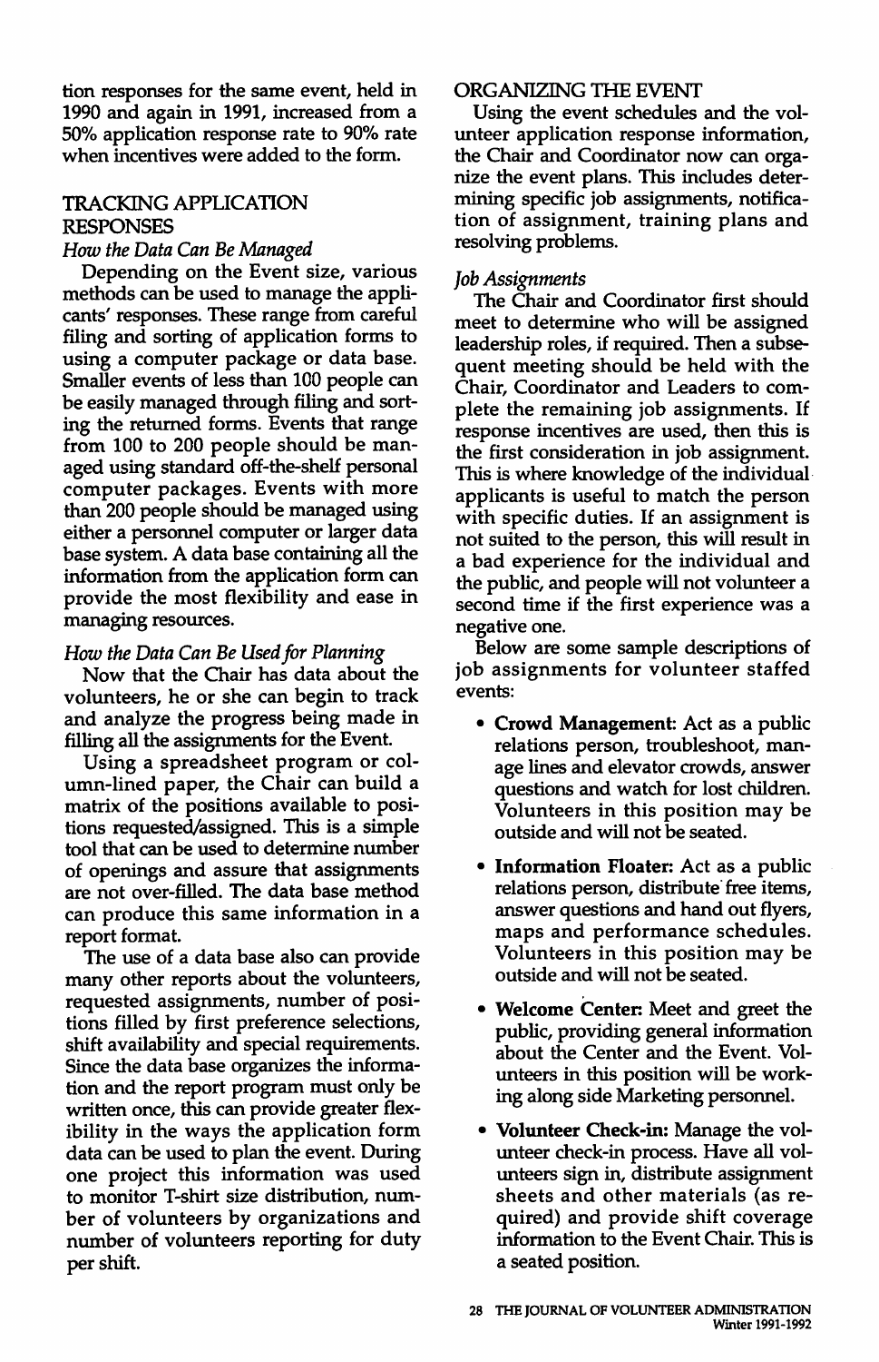tion responses for the same event, held in 1990 and again in 1991, increased from a 50% application response rate to 90% rate when incentives were added to the form.

## TRACKING APPLICATION RESPONSES

### *How the Data Can Be Managed*

Depending on the Event size, various methods can be used to manage the applicants' responses. These range from careful filing and sorting of application forms to using a computer package or data base. Smaller events of less than 100 people can be easily managed through filing and sorting the returned forms. Events that range from 100 to 200 people should be managed using standard off-the-shelf personal computer packages. Events with more than 200 people should be managed using either a personnel computer or larger data base system. A data base containing all the information from the application form can provide the most flexibility and ease in managing resources.

### *How the Data Can Be Used for Planning*

Now that the Chair has data about the volunteers, he or she can begin to track and analyze the progress being made in filling all the assignments for the Event.

Using a spreadsheet program or column-lined paper, the Chair can build a matrix of the positions available to positions requested/assigned. This is a simple tool that can be used to determine number of openings and assure that assignments are not over-filled. The data base method can produce this same information in a report format.

The use of a data base also can provide many other reports about the volunteers, requested assignments, number of positions filled by first preference selections, shift availability and special requirements. Since the data base organizes the information and the report program must only be written once, this can provide greater flexibility in the ways the application form data can be used to plan the event. During one project this information was used to monitor T-shirt size distribution, number of volunteers by organizations and number of volunteers reporting for duty per shift.

## ORGANIZING THE EVENT

Using the event schedules and the volunteer application response information, the Chair and Coordinator now can organize the event plans. This includes determining specific job assignments, notification of assignment, training plans and resolving problems.

### *Job Assignments*

The Chair and Coordinator first should meet to determine who will be assigned leadership roles, if required. Then a subsequent meeting should be held with the Chair, Coordinator and Leaders to complete the remaining job assignments. If response incentives are used, then this is the first consideration in job assignment. This is where knowledge of the individual applicants is useful to match the person with specific duties. If an assignment is not suited to the person, this will result in a bad experience for the individual and the public, and people will not volunteer a second time if the first experience was a negative one.

Below are some sample descriptions of job assignments for volunteer staffed events:

- **Crowd Management:** Act as a public relations person, troubleshoot, manage lines and elevator crowds, answer questions and watch for lost children. Volunteers in this position may be outside and will not be seated.

- **Information Floater:** Act as a public relations person, distribute free items, answer questions and hand out flyers, maps and performance schedules. Volunteers in this position may be outside and will not be seated.

- **Welcome Center:** Meet and greet the public, providing general information about the Center and the Event. Volunteers in this position will be working along side Marketing personnel.

- **Volunteer Check-in:** Manage the volunteer check-in process. Have all volunteers sign in, distribute assignment sheets and other materials (as required) and provide shift coverage information to the Event Chair. This is a seated position.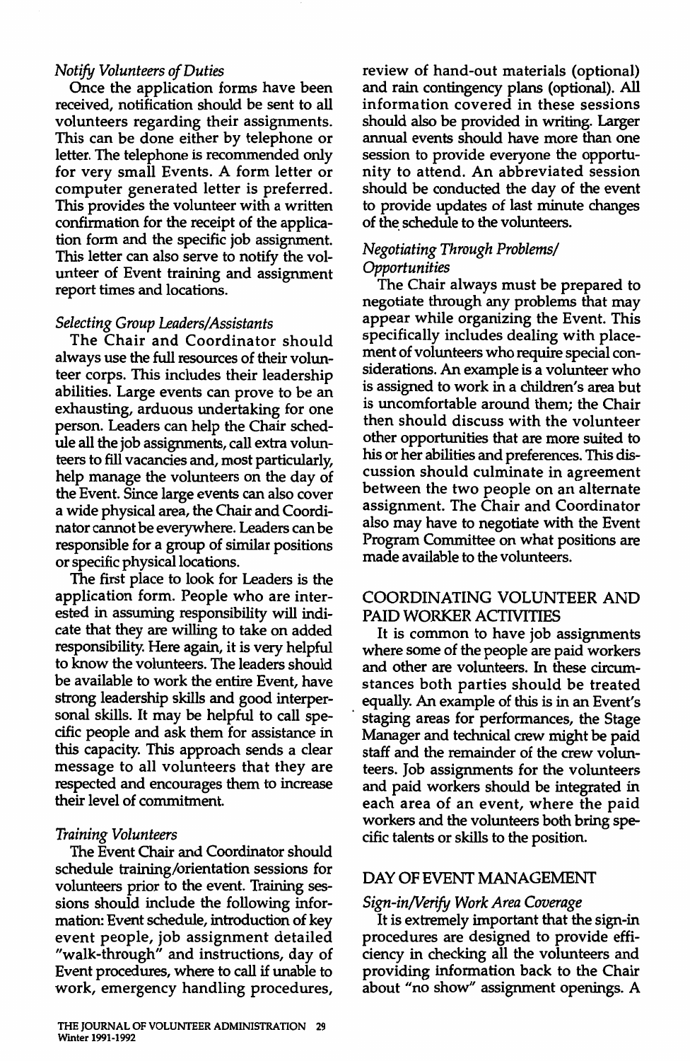*Notify Volunteers of Duties*

Once the application forms have been received, notification should be sent to all volunteers regarding their assignments. This can be done either by telephone or letter. The telephone is recommended only for very small Events. A form letter or computer generated letter is preferred. This provides the volunteer with a written confirmation for the receipt of the application form and the specific job assignment. This letter can also serve to notify the volunteer of Event training and assignment report times and locations.

*Selecting Group Leaders/Assistants*

The Chair and Coordinator should always use the full resources of their volunteer corps. This includes their leadership abilities. Large events can prove to be an exhausting, arduous undertaking for one person. Leaders can help the Chair schedule all the job assignments, call extra volunteers to fill vacancies and, most particularly, help manage the volunteers on the day of the Event. Since large events can also cover a wide physical area, the Chair and Coordinator cannot be everywhere. Leaders can be responsible for a group of similar positions or specific physical locations.

The first place to look for Leaders is the application form. People who are interested in assuming responsibility will indicate that they are willing to take on added responsibility. Here again, it is very helpful to know the volunteers. The leaders should be available to work the entire Event, have strong leadership skills and good interpersonal skills. It may be helpful to call specific people and ask them for assistance in this capacity. This approach sends a clear message to all volunteers that they are respected and encourages them to increase their level of commitment.

*Training Volunteers*

The Event Chair and Coordinator should schedule training/orientation sessions for volunteers prior to the event. Training sessions should include the following information: Event schedule, introduction of key event people, job assignment detailed "walk-through" and instructions, day of Event procedures, where to call if unable to work, emergency handling procedures, review of hand-out materials (optional) and rain contingency plans (optional). All information covered in these sessions should also be provided in writing. Larger annual events should have more than one session to provide everyone the opportunity to attend. An abbreviated session should be conducted the day of the event to provide updates of last minute changes of the schedule to the volunteers.

*Negotiating Through Problems/ Opportunities*

The Chair always must be prepared to negotiate through any problems that may appear while organizing the Event. This specifically includes dealing with placement of volunteers who require special considerations. An example is a volunteer who is assigned to work in a children's area but is uncomfortable around them; the Chair then should discuss with the volunteer other opportunities that are more suited to his or her abilities and preferences. This discussion should culminate in agreement between the two people on an alternate assignment. The Chair and Coordinator also may have to negotiate with the Event Program Committee on what positions are made available to the volunteers.

## COORDINATING VOLUNTEER AND PAID WORKER ACTIVITIES

It is common to have job assignments where some of the people are paid workers and other are volunteers. In these circumstances both parties should be treated equally. An example of this is in an Event's staging areas for performances, the Stage Manager and technical crew might be paid staff and the remainder of the crew volunteers. Job assignments for the volunteers and paid workers should be integrated in each area of an event, where the paid workers and the volunteers both bring specific talents or skills to the position.

## DAY OF EVENT MANAGEMENT

*Sign-in/Verify Work Area Coverage*

It is extremely important that the sign-in procedures are designed to provide efficiency in checking all the volunteers and providing information back to the Chair about "no show" assignment openings. A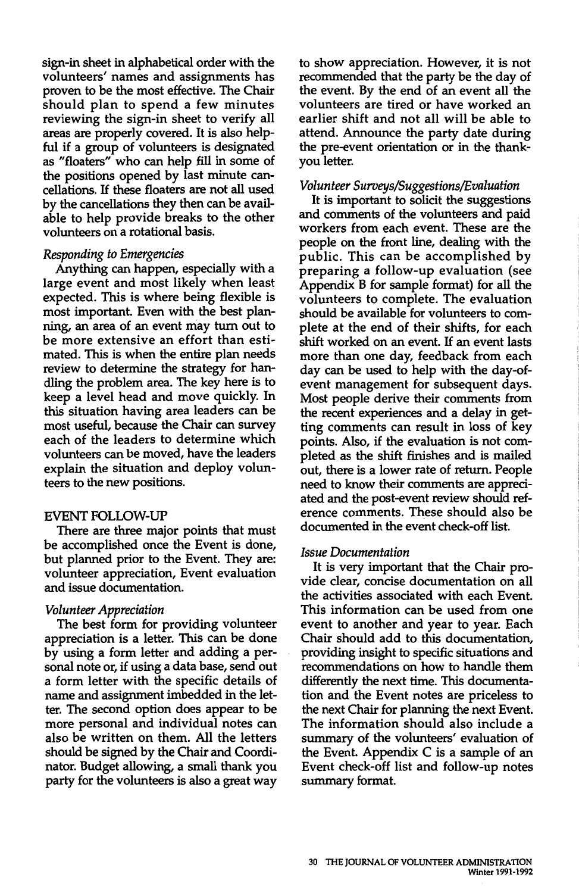sign-in sheet in alphabetical order with the volunteers' names and assignments has proven to be the most effective. The Chair should plan to spend a few minutes reviewing the sign-in sheet to verify all areas are properly covered. It is also helpful if a group of volunteers is designated as "floaters" who can help fill in some of the positions opened by last minute cancellations. If these floaters are not all used by the cancellations they then can be available to help provide breaks to the other volunteers on a rotational basis.

*Responding to Emergencies*

Anything can happen, especially with a large event and most likely when least expected. This is where being flexible is most important. Even with the best planning, an area of an event may turn out to be more extensive an effort than estimated. This is when the entire plan needs review to determine the strategy for handling the problem area. The key here is to keep a level head and move quickly. In this situation having area leaders can be most useful, because the Chair can survey each of the leaders to determine which volunteers can be moved, have the leaders explain the situation and deploy volunteers to the new positions.

## EVENT FOLLOW-UP

There are three major points that must be accomplished once the Event is done, but planned prior to the Event. They are: volunteer appreciation, Event evaluation and issue documentation.

*Volunteer Appreciation*

The best form for providing volunteer appreciation is a letter. This can be done by using a form letter and adding a personal note or, if using a data base, send out a form letter with the specific details of name and assignment imbedded in the letter. The second option does appear to be more personal and individual notes can also be written on them. All the letters should be signed by the Chair and Coordinator. Budget allowing, a small thank you party for the volunteers is also a great way to show appreciation. However, it is not recommended that the party be the day of the event. By the end of an event all the volunteers are tired or have worked an earlier shift and not all will be able to attend. Announce the party date during the pre-event orientation or in the thank-you letter.

*Volunteer Surveys/Suggestions/Evaluation*

It is important to solicit the suggestions and comments of the volunteers and paid workers from each event. These are the people on the front line, dealing with the public. This can be accomplished by preparing a follow-up evaluation (see Appendix B for sample format) for all the volunteers to complete. The evaluation should be available for volunteers to complete at the end of their shifts, for each shift worked on an event. If an event lasts more than one day, feedback from each day can be used to help with the day-of-event management for subsequent days. Most people derive their comments from the recent experiences and a delay in getting comments can result in loss of key points. Also, if the evaluation is not completed as the shift finishes and is mailed out, there is a lower rate of return. People need to know their comments are appreciated and the post-event review should reference comments. These should also be documented in the event check-off list.

*Issue Documentation*

It is very important that the Chair provide clear, concise documentation on all the activities associated with each Event. This information can be used from one event to another and year to year. Each Chair should add to this documentation, providing insight to specific situations and recommendations on how to handle them differently the next time. This documentation and the Event notes are priceless to the next Chair for planning the next Event. The information should also include a summary of the volunteers' evaluation of the Event. Appendix C is a sample of an Event check-off list and follow-up notes summary format.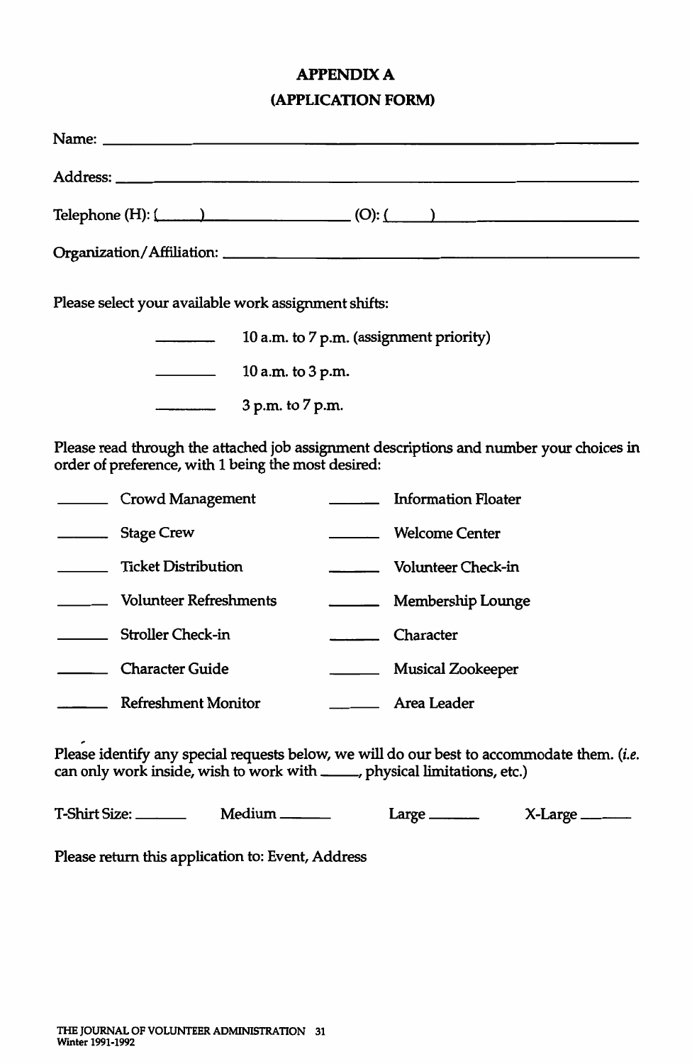## APPENDIX A

## (APPLICATION FORM)

Name: ______________________________________________

Address: ______________________________________________

Telephone (H): (____) ______________ (O): (____) ______________

Organization/Affiliation: ______________________________________________

Please select your available work assignment shifts:

- ______ 10 a.m. to 7 p.m. (assignment priority)
- ______ 10 a.m. to 3 p.m.
- ______ 3 p.m. to 7 p.m.

Please read through the attached job assignment descriptions and number your choices in order of preference, with 1 being the most desired:

- ______ Crowd Management
- ______ Stage Crew
- ______ Ticket Distribution
- ______ Volunteer Refreshments
- ______ Stroller Check-in
- ______ Character Guide
- ______ Refreshment Monitor
- ______ Information Floater
- ______ Welcome Center
- ______ Volunteer Check-in
- ______ Membership Lounge
- ______ Character
- ______ Musical Zookeeper
- ______ Area Leader

Please identify any special requests below, we will do our best to accommodate them. (*i.e.* can only work inside, wish to work with _____, physical limitations, etc.)

T-Shirt Size: ______ Medium ______ Large ______ X-Large ______

Please return this application to: Event, Address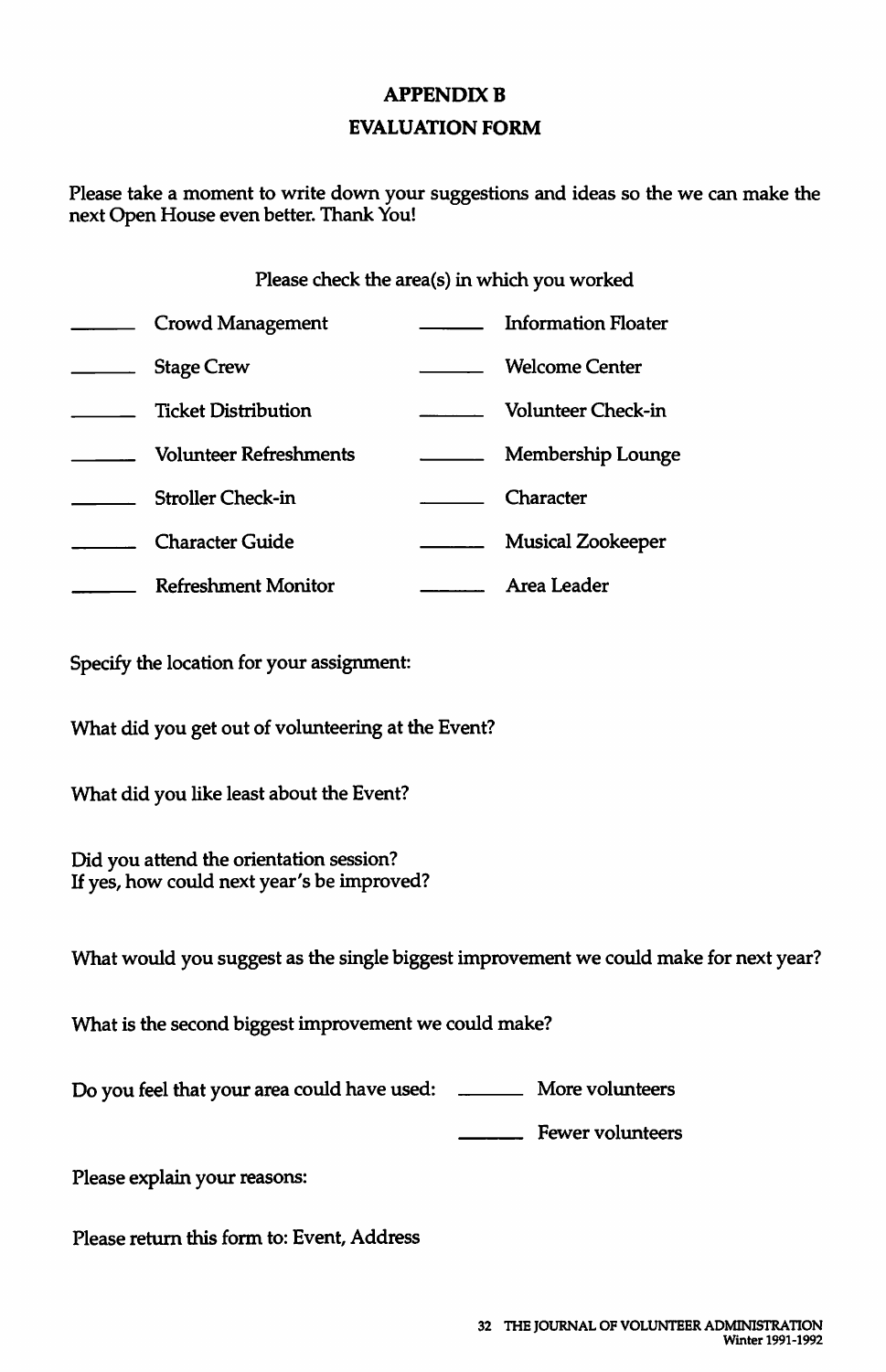## APPENDIX B

## EVALUATION FORM

Please take a moment to write down your suggestions and ideas so the we can make the next Open House even better. Thank You!

Please check the area(s) in which you worked

| | | | |
|---|---|---|---|
| ______ | Crowd Management | ______ | Information Floater |
| ______ | Stage Crew | ______ | Welcome Center |
| ______ | Ticket Distribution | ______ | Volunteer Check-in |
| ______ | Volunteer Refreshments | ______ | Membership Lounge |
| ______ | Stroller Check-in | ______ | Character |
| ______ | Character Guide | ______ | Musical Zookeeper |
| ______ | Refreshment Monitor | ______ | Area Leader |

Specify the location for your assignment:

What did you get out of volunteering at the Event?

What did you like least about the Event?

Did you attend the orientation session?
If yes, how could next year's be improved?

What would you suggest as the single biggest improvement we could make for next year?

What is the second biggest improvement we could make?

Do you feel that your area could have used: ______ More volunteers

______ Fewer volunteers

Please explain your reasons:

Please return this form to: Event, Address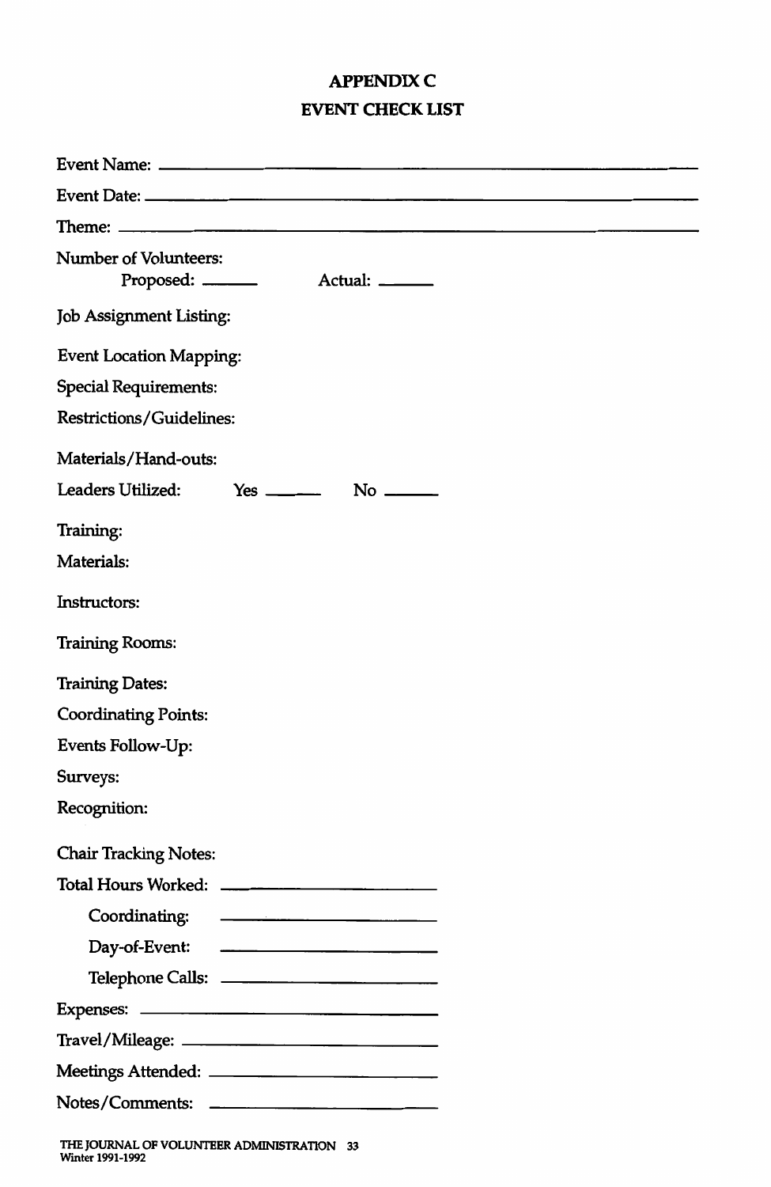## APPENDIX C

## EVENT CHECK LIST

Event Name: ______________________________________________

Event Date: ______________________________________________

Theme: ______________________________________________

Number of Volunteers:

Proposed: ______ Actual: ______

Job Assignment Listing:

Event Location Mapping:

Special Requirements:

Restrictions/Guidelines:

Materials/Hand-outs:

Leaders Utilized: Yes ______ No ______

Training:

Materials:

Instructors:

Training Rooms:

Training Dates:

Coordinating Points:

Events Follow-Up:

Surveys:

Recognition:

Chair Tracking Notes:

Total Hours Worked: ______________________

Coordinating: ______________________

Day-of-Event: ______________________

Telephone Calls: ______________________

Expenses: ______________________

Travel/Mileage: ______________________

Meetings Attended: ______________________

Notes/Comments: ______________________